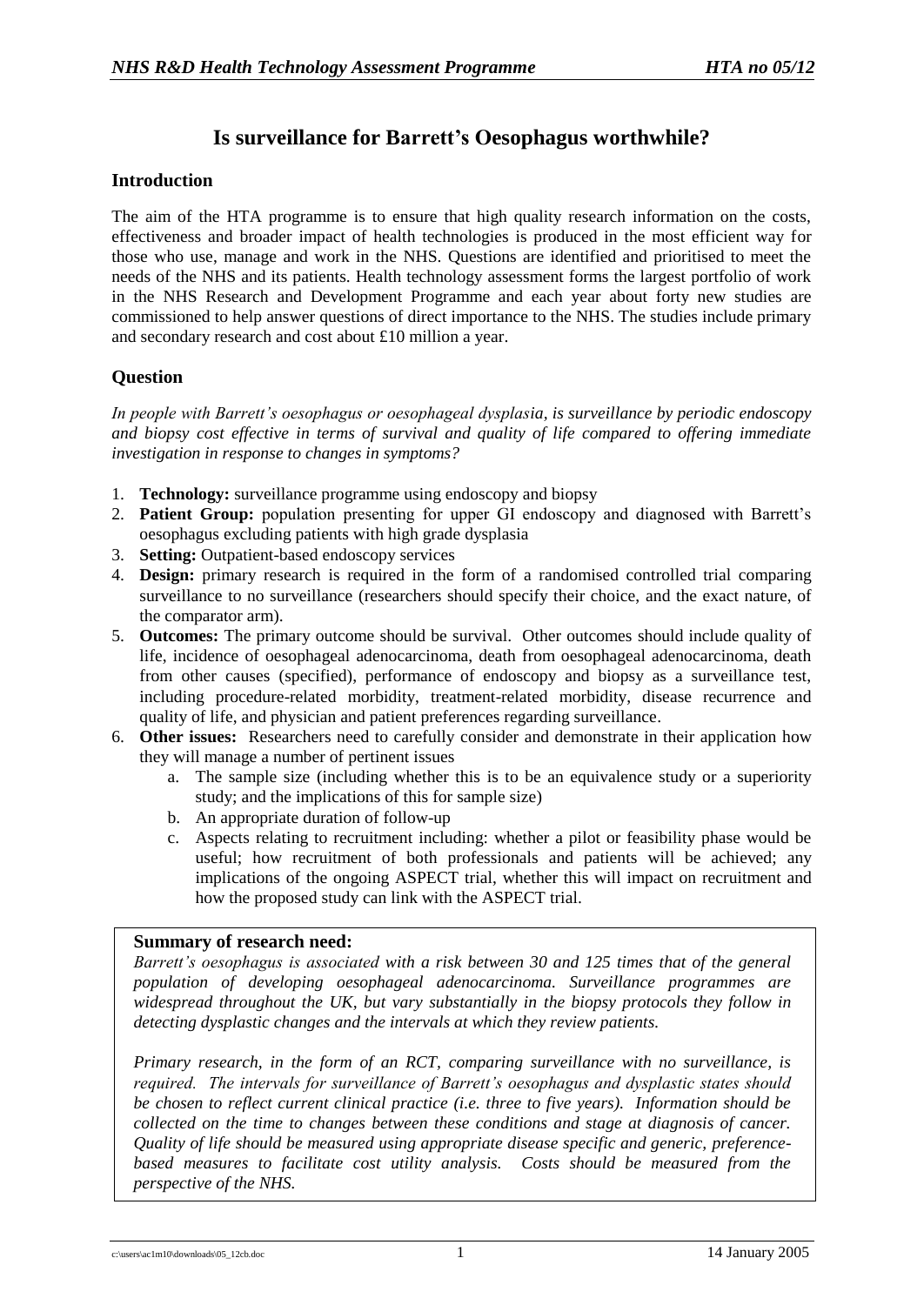# Is surveillance for Barrett's Oesophagus worthwhile?

## Introduction

The aim of the HTA programme is to ensure that high quality research information on the costs, effectiveness and broader impact of health technologies is produced in the most efficient way for those who use, manage and work in the NHS. Questions are identified and prioritised to meet the needs of the NHS and its patients. Health technology assessment forms the largest portfolio of work in the NHS Research and Development Programme and each year about forty new studies are commissioned to help answer questions of direct importance to the NHS. The studies include primary and secondary research and cost about £10 million a year.

## Question

*In people with Barrett's oesophagus or oesophageal dysplasia, is surveillance by periodic endoscopy and biopsy cost effective in terms of survival and quality of life compared to offering immediate investigation in response to changes in symptoms?*

1. **Technology:** surveillance programme using endoscopy and biopsy
2. **Patient Group:** population presenting for upper GI endoscopy and diagnosed with Barrett's oesophagus excluding patients with high grade dysplasia
3. **Setting:** Outpatient-based endoscopy services
4. **Design:** primary research is required in the form of a randomised controlled trial comparing surveillance to no surveillance (researchers should specify their choice, and the exact nature, of the comparator arm).
5. **Outcomes:** The primary outcome should be survival. Other outcomes should include quality of life, incidence of oesophageal adenocarcinoma, death from oesophageal adenocarcinoma, death from other causes (specified), performance of endoscopy and biopsy as a surveillance test, including procedure-related morbidity, treatment-related morbidity, disease recurrence and quality of life, and physician and patient preferences regarding surveillance.
6. **Other issues:** Researchers need to carefully consider and demonstrate in their application how they will manage a number of pertinent issues
   a. The sample size (including whether this is to be an equivalence study or a superiority study; and the implications of this for sample size)
   b. An appropriate duration of follow-up
   c. Aspects relating to recruitment including: whether a pilot or feasibility phase would be useful; how recruitment of both professionals and patients will be achieved; any implications of the ongoing ASPECT trial, whether this will impact on recruitment and how the proposed study can link with the ASPECT trial.

**Summary of research need:**

*Barrett's oesophagus is associated with a risk between 30 and 125 times that of the general population of developing oesophageal adenocarcinoma. Surveillance programmes are widespread throughout the UK, but vary substantially in the biopsy protocols they follow in detecting dysplastic changes and the intervals at which they review patients.*

*Primary research, in the form of an RCT, comparing surveillance with no surveillance, is required. The intervals for surveillance of Barrett's oesophagus and dysplastic states should be chosen to reflect current clinical practice (i.e. three to five years). Information should be collected on the time to changes between these conditions and stage at diagnosis of cancer. Quality of life should be measured using appropriate disease specific and generic, preference-based measures to facilitate cost utility analysis. Costs should be measured from the perspective of the NHS.*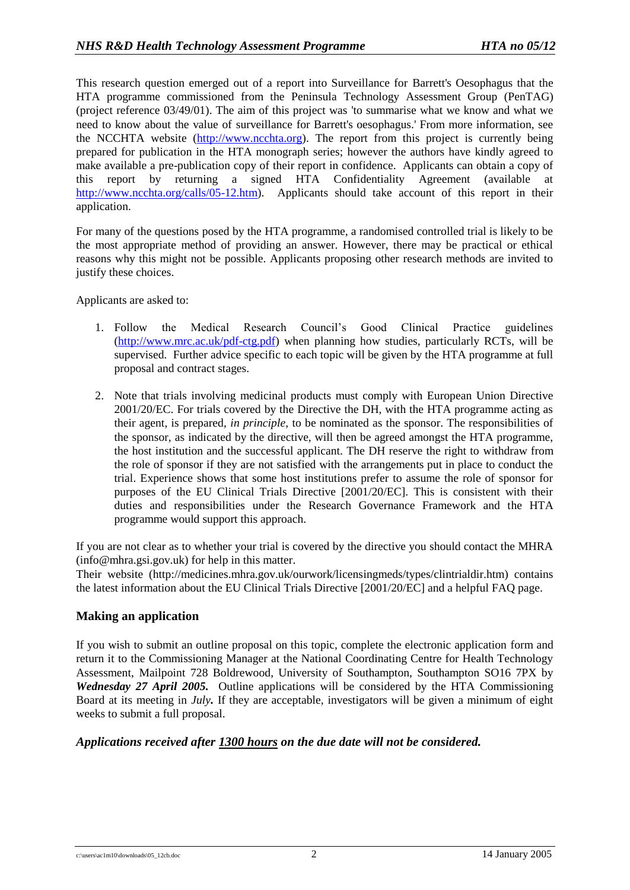This research question emerged out of a report into Surveillance for Barrett's Oesophagus that the HTA programme commissioned from the Peninsula Technology Assessment Group (PenTAG) (project reference 03/49/01). The aim of this project was 'to summarise what we know and what we need to know about the value of surveillance for Barrett's oesophagus.' From more information, see the NCCHTA website (http://www.ncchta.org). The report from this project is currently being prepared for publication in the HTA monograph series; however the authors have kindly agreed to make available a pre-publication copy of their report in confidence. Applicants can obtain a copy of this report by returning a signed HTA Confidentiality Agreement (available at http://www.ncchta.org/calls/05-12.htm). Applicants should take account of this report in their application.

For many of the questions posed by the HTA programme, a randomised controlled trial is likely to be the most appropriate method of providing an answer. However, there may be practical or ethical reasons why this might not be possible. Applicants proposing other research methods are invited to justify these choices.

Applicants are asked to:

1. Follow the Medical Research Council's Good Clinical Practice guidelines (http://www.mrc.ac.uk/pdf-ctg.pdf) when planning how studies, particularly RCTs, will be supervised. Further advice specific to each topic will be given by the HTA programme at full proposal and contract stages.

2. Note that trials involving medicinal products must comply with European Union Directive 2001/20/EC. For trials covered by the Directive the DH, with the HTA programme acting as their agent, is prepared, *in principle,* to be nominated as the sponsor. The responsibilities of the sponsor, as indicated by the directive, will then be agreed amongst the HTA programme, the host institution and the successful applicant. The DH reserve the right to withdraw from the role of sponsor if they are not satisfied with the arrangements put in place to conduct the trial. Experience shows that some host institutions prefer to assume the role of sponsor for purposes of the EU Clinical Trials Directive [2001/20/EC]. This is consistent with their duties and responsibilities under the Research Governance Framework and the HTA programme would support this approach.

If you are not clear as to whether your trial is covered by the directive you should contact the MHRA (info@mhra.gsi.gov.uk) for help in this matter.
Their website (http://medicines.mhra.gov.uk/ourwork/licensingmeds/types/clintrialdir.htm) contains the latest information about the EU Clinical Trials Directive [2001/20/EC] and a helpful FAQ page.

## Making an application

If you wish to submit an outline proposal on this topic, complete the electronic application form and return it to the Commissioning Manager at the National Coordinating Centre for Health Technology Assessment, Mailpoint 728 Boldrewood, University of Southampton, Southampton SO16 7PX by ***Wednesday 27 April 2005.*** Outline applications will be considered by the HTA Commissioning Board at its meeting in ***July.*** If they are acceptable, investigators will be given a minimum of eight weeks to submit a full proposal.

***Applications received after <u>1300 hours</u> on the due date will not be considered.***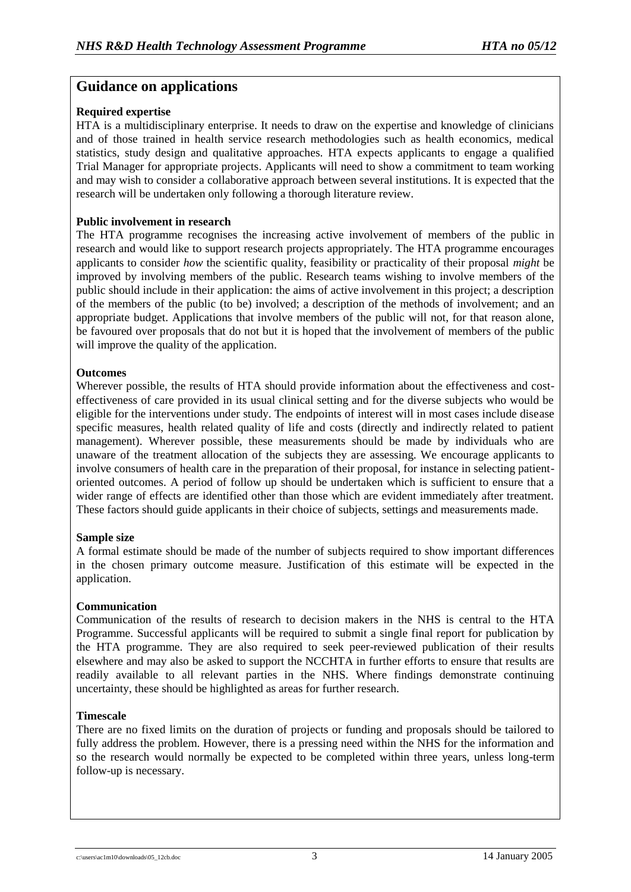## Guidance on applications

**Required expertise**
HTA is a multidisciplinary enterprise. It needs to draw on the expertise and knowledge of clinicians and of those trained in health service research methodologies such as health economics, medical statistics, study design and qualitative approaches. HTA expects applicants to engage a qualified Trial Manager for appropriate projects. Applicants will need to show a commitment to team working and may wish to consider a collaborative approach between several institutions. It is expected that the research will be undertaken only following a thorough literature review.

**Public involvement in research**
The HTA programme recognises the increasing active involvement of members of the public in research and would like to support research projects appropriately. The HTA programme encourages applicants to consider *how* the scientific quality, feasibility or practicality of their proposal *might* be improved by involving members of the public. Research teams wishing to involve members of the public should include in their application: the aims of active involvement in this project; a description of the members of the public (to be) involved; a description of the methods of involvement; and an appropriate budget. Applications that involve members of the public will not, for that reason alone, be favoured over proposals that do not but it is hoped that the involvement of members of the public will improve the quality of the application.

**Outcomes**
Wherever possible, the results of HTA should provide information about the effectiveness and cost-effectiveness of care provided in its usual clinical setting and for the diverse subjects who would be eligible for the interventions under study. The endpoints of interest will in most cases include disease specific measures, health related quality of life and costs (directly and indirectly related to patient management). Wherever possible, these measurements should be made by individuals who are unaware of the treatment allocation of the subjects they are assessing. We encourage applicants to involve consumers of health care in the preparation of their proposal, for instance in selecting patient-oriented outcomes. A period of follow up should be undertaken which is sufficient to ensure that a wider range of effects are identified other than those which are evident immediately after treatment. These factors should guide applicants in their choice of subjects, settings and measurements made.

**Sample size**
A formal estimate should be made of the number of subjects required to show important differences in the chosen primary outcome measure. Justification of this estimate will be expected in the application.

**Communication**
Communication of the results of research to decision makers in the NHS is central to the HTA Programme. Successful applicants will be required to submit a single final report for publication by the HTA programme. They are also required to seek peer-reviewed publication of their results elsewhere and may also be asked to support the NCCHTA in further efforts to ensure that results are readily available to all relevant parties in the NHS. Where findings demonstrate continuing uncertainty, these should be highlighted as areas for further research.

**Timescale**
There are no fixed limits on the duration of projects or funding and proposals should be tailored to fully address the problem. However, there is a pressing need within the NHS for the information and so the research would normally be expected to be completed within three years, unless long-term follow-up is necessary.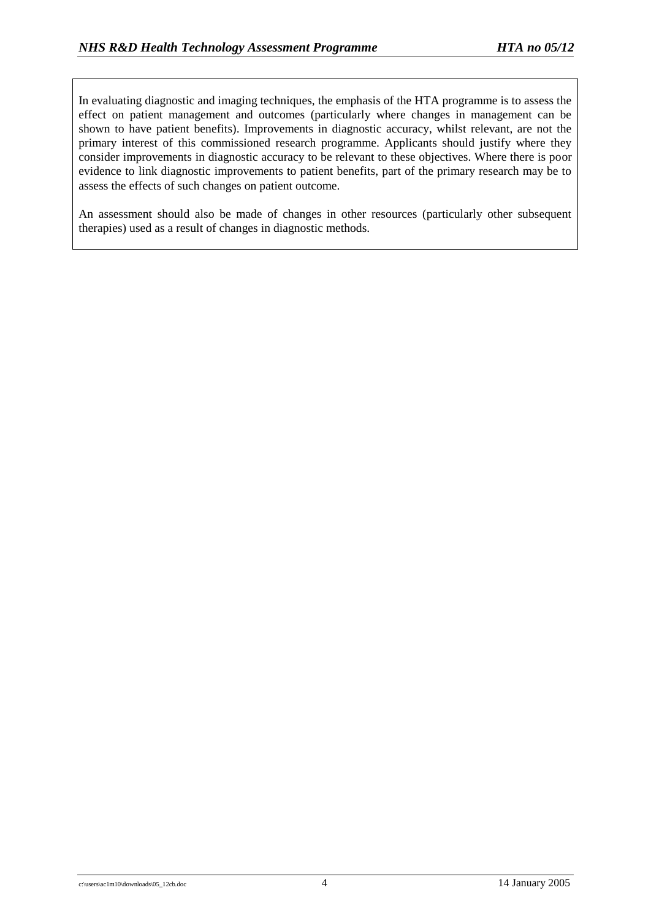In evaluating diagnostic and imaging techniques, the emphasis of the HTA programme is to assess the effect on patient management and outcomes (particularly where changes in management can be shown to have patient benefits). Improvements in diagnostic accuracy, whilst relevant, are not the primary interest of this commissioned research programme. Applicants should justify where they consider improvements in diagnostic accuracy to be relevant to these objectives. Where there is poor evidence to link diagnostic improvements to patient benefits, part of the primary research may be to assess the effects of such changes on patient outcome.

An assessment should also be made of changes in other resources (particularly other subsequent therapies) used as a result of changes in diagnostic methods.